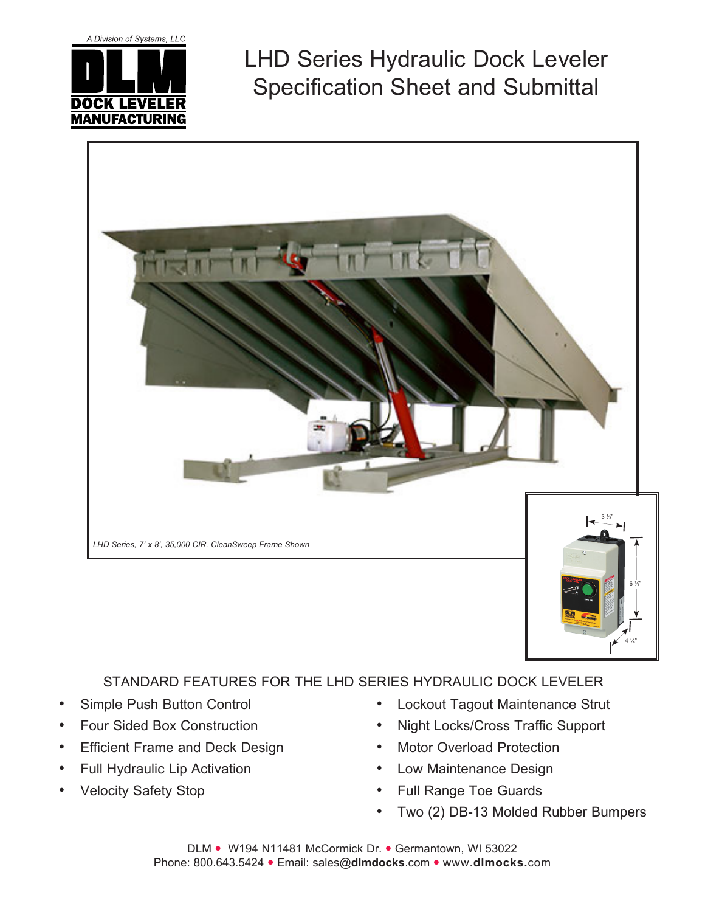A Division of Systems, LLC

**DLM DOCK LEVELER MANUFACTURING**

# LHD Series Hydraulic Dock Leveler Specification Sheet and Submittal

*LHD Series, 7' x 8', 35,000 CIR, CleanSweep Frame Shown*

3 ¼"

6 ½"

4 ¼"

## STANDARD FEATURES FOR THE LHD SERIES HYDRAULIC DOCK LEVELER

- Simple Push Button Control
- Four Sided Box Construction
- Efficient Frame and Deck Design
- Full Hydraulic Lip Activation
- Velocity Safety Stop
- Lockout Tagout Maintenance Strut
- Night Locks/Cross Traffic Support
- Motor Overload Protection
- Low Maintenance Design
- Full Range Toe Guards
- Two (2) DB-13 Molded Rubber Bumpers

DLM • W194 N11481 McCormick Dr. • Germantown, WI 53022
Phone: 800.643.5424 • Email: sales@**dlmdocks**.com • www.**dlmocks**.com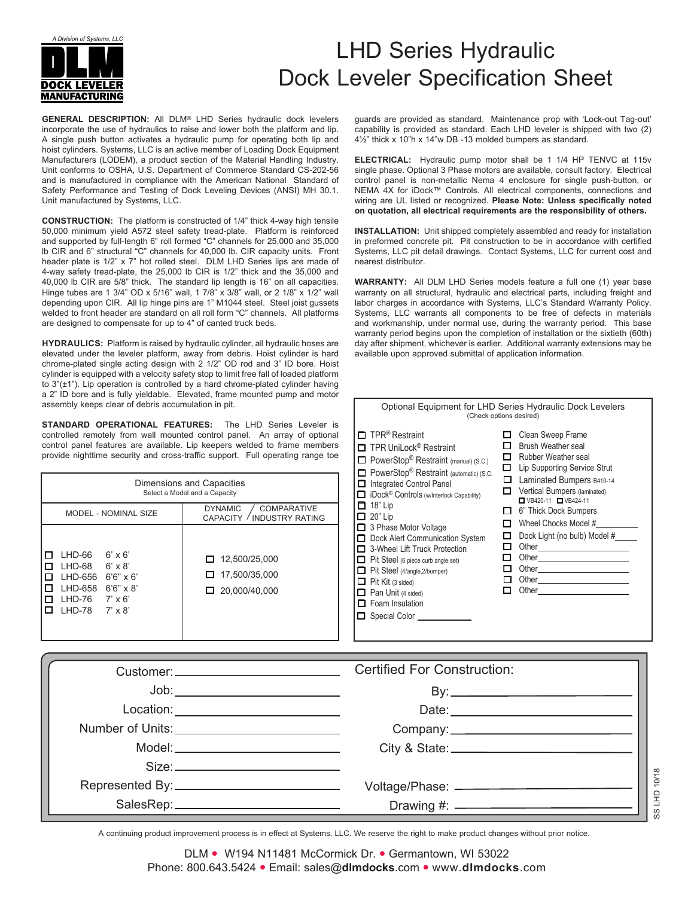A Division of Systems, LLC

DLM DOCK LEVELER MANUFACTURING

# LHD Series Hydraulic Dock Leveler Specification Sheet

**GENERAL DESCRIPTION:** All DLM® LHD Series hydraulic dock levelers incorporate the use of hydraulics to raise and lower both the platform and lip. A single push button activates a hydraulic pump for operating both lip and hoist cylinders. Systems, LLC is an active member of Loading Dock Equipment Manufacturers (LODEM), a product section of the Material Handling Industry. Unit conforms to OSHA, U.S. Department of Commerce Standard CS-202-56 and is manufactured in compliance with the American National Standard of Safety Performance and Testing of Dock Leveling Devices (ANSI) MH 30.1. Unit manufactured by Systems, LLC.

**CONSTRUCTION:** The platform is constructed of 1/4" thick 4-way high tensile 50,000 minimum yield A572 steel safety tread-plate. Platform is reinforced and supported by full-length 6" roll formed "C" channels for 25,000 and 35,000 lb CIR and 6" structural "C" channels for 40,000 lb. CIR capacity units. Front header plate is 1/2" x 7" hot rolled steel. DLM LHD Series lips are made of 4-way safety tread-plate, the 25,000 lb CIR is 1/2" thick and the 35,000 and 40,000 lb CIR are 5/8" thick. The standard lip length is 16" on all capacities. Hinge tubes are 1 3/4" OD x 5/16" wall, 1 7/8" x 3/8" wall, or 2 1/8" x 1/2" wall depending upon CIR. All lip hinge pins are 1" M1044 steel. Steel joist gussets welded to front header are standard on all roll form "C" channels. All platforms are designed to compensate for up to 4" of canted truck beds.

**HYDRAULICS:** Platform is raised by hydraulic cylinder, all hydraulic hoses are elevated under the leveler platform, away from debris. Hoist cylinder is hard chrome-plated single acting design with 2 1/2" OD rod and 3" ID bore. Hoist cylinder is equipped with a velocity safety stop to limit free fall of loaded platform to 3"(±1"). Lip operation is controlled by a hard chrome-plated cylinder having a 2" ID bore and is fully yieldable. Elevated, frame mounted pump and motor assembly keeps clear of debris accumulation in pit.

**STANDARD OPERATIONAL FEATURES:** The LHD Series Leveler is controlled remotely from wall mounted control panel. An array of optional control panel features are available. Lip keepers welded to frame members provide nighttime security and cross-traffic support. Full operating range toe guards are provided as standard. Maintenance prop with 'Lock-out Tag-out' capability is provided as standard. Each LHD leveler is shipped with two (2) 4½" thick x 10"h x 14"w DB -13 molded bumpers as standard.

**ELECTRICAL:** Hydraulic pump motor shall be 1 1/4 HP TENVC at 115v single phase. Optional 3 Phase motors are available, consult factory. Electrical control panel is non-metallic Nema 4 enclosure for single push-button, or NEMA 4X for iDock™ Controls. All electrical components, connections and wiring are UL listed or recognized. **Please Note: Unless specifically noted on quotation, all electrical requirements are the responsibility of others.**

**INSTALLATION:** Unit shipped completely assembled and ready for installation in preformed concrete pit. Pit construction to be in accordance with certified Systems, LLC pit detail drawings. Contact Systems, LLC for current cost and nearest distributor.

**WARRANTY:** All DLM LHD Series models feature a full one (1) year base warranty on all structural, hydraulic and electrical parts, including freight and labor charges in accordance with Systems, LLC's Standard Warranty Policy. Systems, LLC warrants all components to be free of defects in materials and workmanship, under normal use, during the warranty period. This base warranty period begins upon the completion of installation or the sixtieth (60th) day after shipment, whichever is earlier. Additional warranty extensions may be available upon approved submittal of application information.

**Dimensions and Capacities**
Select a Model and a Capacity

| MODEL - NOMINAL SIZE | DYNAMIC CAPACITY / COMPARATIVE INDUSTRY RATING |
|---|---|
| ☐ LHD-66 6' x 6' | ☐ 12,500/25,000 |
| ☐ LHD-68 6' x 8' | ☐ 17,500/35,000 |
| ☐ LHD-656 6'6" x 6' | ☐ 20,000/40,000 |
| ☐ LHD-658 6'6" x 8' | |
| ☐ LHD-76 7' x 6' | |
| ☐ LHD-78 7' x 8' | |

**Optional Equipment for LHD Series Hydraulic Dock Levelers**
(Check options desired)

- ☐ TPR® Restraint
- ☐ TPR UniLock® Restraint
- ☐ PowerStop® Restraint (manual) (S.C.)
- ☐ PowerStop® Restraint (automatic) (S.C.
- ☐ Integrated Control Panel
- ☐ iDock® Controls (w/Interlock Capability)
- ☐ 18" Lip
- ☐ 20" Lip
- ☐ 3 Phase Motor Voltage
- ☐ Dock Alert Communication System
- ☐ 3-Wheel Lift Truck Protection
- ☐ Pit Steel (6 piece curb angle set)
- ☐ Pit Steel (4/angle,2/bumper)
- ☐ Pit Kit (3 sided)
- ☐ Pan Unit (4 sided)
- ☐ Foam Insulation
- ☐ Special Color ____________
- ☐ Clean Sweep Frame
- ☐ Brush Weather seal
- ☐ Rubber Weather seal
- ☐ Lip Supporting Service Strut
- ☐ Laminated Bumpers B410-14
- ☐ Vertical Bumpers (laminated) ☐ VB420-11 ☐ VB424-11
- ☐ 6" Thick Dock Bumpers
- ☐ Wheel Chocks Model #________
- ☐ Dock Light (no bulb) Model #________
- ☐ Other____________________
- ☐ Other____________________
- ☐ Other____________________
- ☐ Other____________________
- ☐ Other____________________

Customer: ____________________
Job: ____________________
Location: ____________________
Number of Units: ____________________
Model: ____________________
Size: ____________________
Represented By: ____________________
SalesRep: ____________________

Certified For Construction:
By: ____________________
Date: ____________________
Company: ____________________
City & State: ____________________
Voltage/Phase: ____________________
Drawing #: ____________________

SS LHD 10/18

A continuing product improvement process is in effect at Systems, LLC. We reserve the right to make product changes without prior notice.

DLM • W194 N11481 McCormick Dr. • Germantown, WI 53022
Phone: 800.643.5424 • Email: sales@dlmdocks.com • www.dlmdocks.com